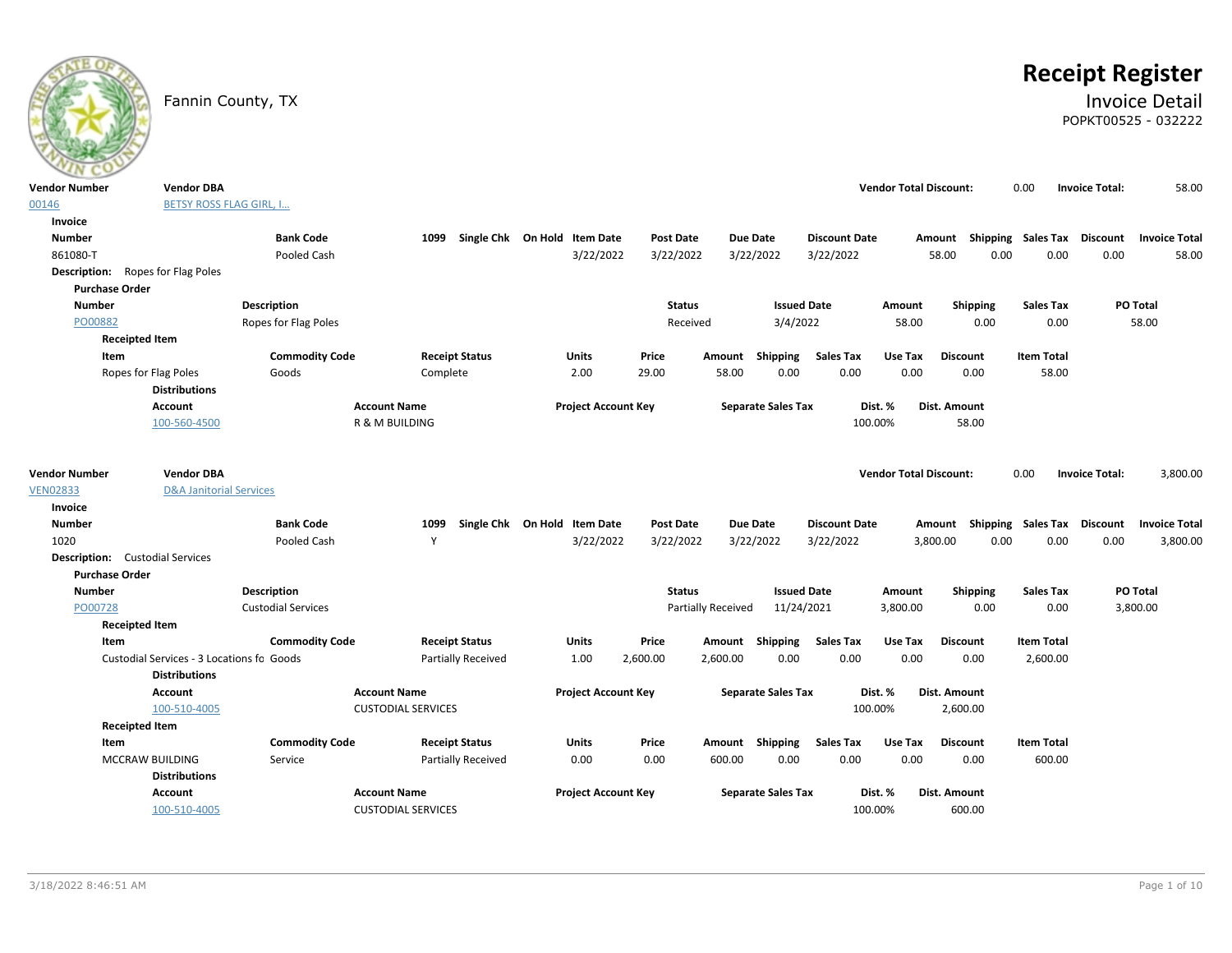Fannin County, TX

# Receipt Register

## Invoice Detail

POPKT00525 - 032222

| Vendor Number | Vendor DBA | Vendor Total Discount: | Invoice Total: |
|---|---|---|---|
| 00146 | BETSY ROSS FLAG GIRL, I... | 0.00 | 58.00 |

**Invoice**

| Number | Bank Code | 1099 | Single Chk | On Hold | Item Date | Post Date | Due Date | Discount Date | Amount | Shipping | Sales Tax | Discount | Invoice Total |
|---|---|---|---|---|---|---|---|---|---|---|---|---|---|
| 861080-T | Pooled Cash | | | | 3/22/2022 | 3/22/2022 | 3/22/2022 | 3/22/2022 | 58.00 | 0.00 | 0.00 | 0.00 | 58.00 |

**Description:** Ropes for Flag Poles

**Purchase Order**

| Number | Description | Status | Issued Date | Amount | Shipping | Sales Tax | PO Total |
|---|---|---|---|---|---|---|---|
| PO00882 | Ropes for Flag Poles | Received | 3/4/2022 | 58.00 | 0.00 | 0.00 | 58.00 |

**Receipted Item**

| Item | Commodity Code | Receipt Status | Units | Price | Amount | Shipping | Sales Tax | Use Tax | Discount | Item Total |
|---|---|---|---|---|---|---|---|---|---|---|
| Ropes for Flag Poles | Goods | Complete | 2.00 | 29.00 | 58.00 | 0.00 | 0.00 | 0.00 | 0.00 | 58.00 |

**Distributions**

| Account | Account Name | Project Account Key | Separate Sales Tax | Dist. % | Dist. Amount |
|---|---|---|---|---|---|
| 100-560-4500 | R & M BUILDING | | | 100.00% | 58.00 |

| Vendor Number | Vendor DBA | Vendor Total Discount: | Invoice Total: |
|---|---|---|---|
| VEN02833 | D&A Janitorial Services | 0.00 | 3,800.00 |

**Invoice**

| Number | Bank Code | 1099 | Single Chk | On Hold | Item Date | Post Date | Due Date | Discount Date | Amount | Shipping | Sales Tax | Discount | Invoice Total |
|---|---|---|---|---|---|---|---|---|---|---|---|---|---|
| 1020 | Pooled Cash | Y | | | 3/22/2022 | 3/22/2022 | 3/22/2022 | 3/22/2022 | 3,800.00 | 0.00 | 0.00 | 0.00 | 3,800.00 |

**Description:** Custodial Services

**Purchase Order**

| Number | Description | Status | Issued Date | Amount | Shipping | Sales Tax | PO Total |
|---|---|---|---|---|---|---|---|
| PO00728 | Custodial Services | Partially Received | 11/24/2021 | 3,800.00 | 0.00 | 0.00 | 3,800.00 |

**Receipted Item**

| Item | Commodity Code | Receipt Status | Units | Price | Amount | Shipping | Sales Tax | Use Tax | Discount | Item Total |
|---|---|---|---|---|---|---|---|---|---|---|
| Custodial Services - 3 Locations fo | Goods | Partially Received | 1.00 | 2,600.00 | 2,600.00 | 0.00 | 0.00 | 0.00 | 0.00 | 2,600.00 |

**Distributions**

| Account | Account Name | Project Account Key | Separate Sales Tax | Dist. % | Dist. Amount |
|---|---|---|---|---|---|
| 100-510-4005 | CUSTODIAL SERVICES | | | 100.00% | 2,600.00 |

**Receipted Item**

| Item | Commodity Code | Receipt Status | Units | Price | Amount | Shipping | Sales Tax | Use Tax | Discount | Item Total |
|---|---|---|---|---|---|---|---|---|---|---|
| MCCRAW BUILDING | Service | Partially Received | 0.00 | 0.00 | 600.00 | 0.00 | 0.00 | 0.00 | 0.00 | 600.00 |

**Distributions**

| Account | Account Name | Project Account Key | Separate Sales Tax | Dist. % | Dist. Amount |
|---|---|---|---|---|---|
| 100-510-4005 | CUSTODIAL SERVICES | | | 100.00% | 600.00 |

3/18/2022 8:46:51 AM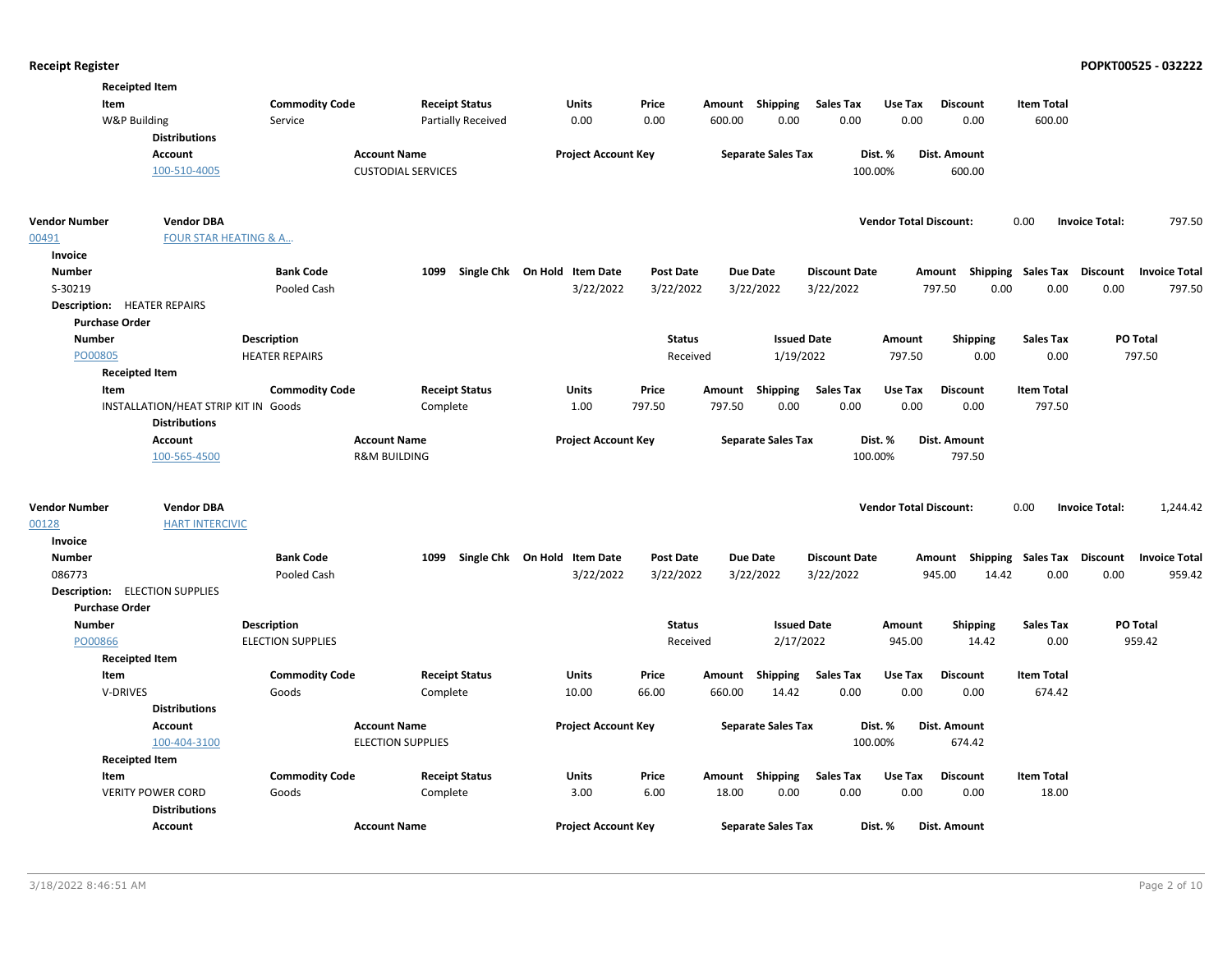**Receipted Item**

| Item | Commodity Code | Receipt Status | Units | Price | Amount | Shipping | Sales Tax | Use Tax | Discount | Item Total |
|---|---|---|---|---|---|---|---|---|---|---|
| W&P Building | Service | Partially Received | 0.00 | 0.00 | 600.00 | 0.00 | 0.00 | 0.00 | 0.00 | 600.00 |

**Distributions**

| Account | Account Name | Project Account Key | Separate Sales Tax | Dist. % | Dist. Amount |
|---|---|---|---|---|---|
| 100-510-4005 | CUSTODIAL SERVICES | | | 100.00% | 600.00 |

| Vendor Number | Vendor DBA | Vendor Total Discount: | 0.00 | Invoice Total: | 797.50 |
|---|---|---|---|---|---|
| 00491 | FOUR STAR HEATING & A... | | | | |

**Invoice**

| Number | Bank Code | 1099 | Single Chk | On Hold | Item Date | Post Date | Due Date | Discount Date | Amount | Shipping | Sales Tax | Discount | Invoice Total |
|---|---|---|---|---|---|---|---|---|---|---|---|---|---|
| S-30219 | Pooled Cash | | | | 3/22/2022 | 3/22/2022 | 3/22/2022 | 3/22/2022 | 797.50 | 0.00 | 0.00 | 0.00 | 797.50 |

**Description:** HEATER REPAIRS

**Purchase Order**

| Number | Description | Status | Issued Date | Amount | Shipping | Sales Tax | PO Total |
|---|---|---|---|---|---|---|---|
| PO00805 | HEATER REPAIRS | Received | 1/19/2022 | 797.50 | 0.00 | 0.00 | 797.50 |

**Receipted Item**

| Item | Commodity Code | Receipt Status | Units | Price | Amount | Shipping | Sales Tax | Use Tax | Discount | Item Total |
|---|---|---|---|---|---|---|---|---|---|---|
| INSTALLATION/HEAT STRIP KIT IN | Goods | Complete | 1.00 | 797.50 | 797.50 | 0.00 | 0.00 | 0.00 | 0.00 | 797.50 |

**Distributions**

| Account | Account Name | Project Account Key | Separate Sales Tax | Dist. % | Dist. Amount |
|---|---|---|---|---|---|
| 100-565-4500 | R&M BUILDING | | | 100.00% | 797.50 |

| Vendor Number | Vendor DBA | Vendor Total Discount: | 0.00 | Invoice Total: | 1,244.42 |
|---|---|---|---|---|---|
| 00128 | HART INTERCIVIC | | | | |

**Invoice**

| Number | Bank Code | 1099 | Single Chk | On Hold | Item Date | Post Date | Due Date | Discount Date | Amount | Shipping | Sales Tax | Discount | Invoice Total |
|---|---|---|---|---|---|---|---|---|---|---|---|---|---|
| 086773 | Pooled Cash | | | | 3/22/2022 | 3/22/2022 | 3/22/2022 | 3/22/2022 | 945.00 | 14.42 | 0.00 | 0.00 | 959.42 |

**Description:** ELECTION SUPPLIES

**Purchase Order**

| Number | Description | Status | Issued Date | Amount | Shipping | Sales Tax | PO Total |
|---|---|---|---|---|---|---|---|
| PO00866 | ELECTION SUPPLIES | Received | 2/17/2022 | 945.00 | 14.42 | 0.00 | 959.42 |

**Receipted Item**

| Item | Commodity Code | Receipt Status | Units | Price | Amount | Shipping | Sales Tax | Use Tax | Discount | Item Total |
|---|---|---|---|---|---|---|---|---|---|---|
| V-DRIVES | Goods | Complete | 10.00 | 66.00 | 660.00 | 14.42 | 0.00 | 0.00 | 0.00 | 674.42 |

**Distributions**

| Account | Account Name | Project Account Key | Separate Sales Tax | Dist. % | Dist. Amount |
|---|---|---|---|---|---|
| 100-404-3100 | ELECTION SUPPLIES | | | 100.00% | 674.42 |

**Receipted Item**

| Item | Commodity Code | Receipt Status | Units | Price | Amount | Shipping | Sales Tax | Use Tax | Discount | Item Total |
|---|---|---|---|---|---|---|---|---|---|---|
| VERITY POWER CORD | Goods | Complete | 3.00 | 6.00 | 18.00 | 0.00 | 0.00 | 0.00 | 0.00 | 18.00 |

**Distributions**

| Account | Account Name | Project Account Key | Separate Sales Tax | Dist. % | Dist. Amount |
|---|---|---|---|---|---|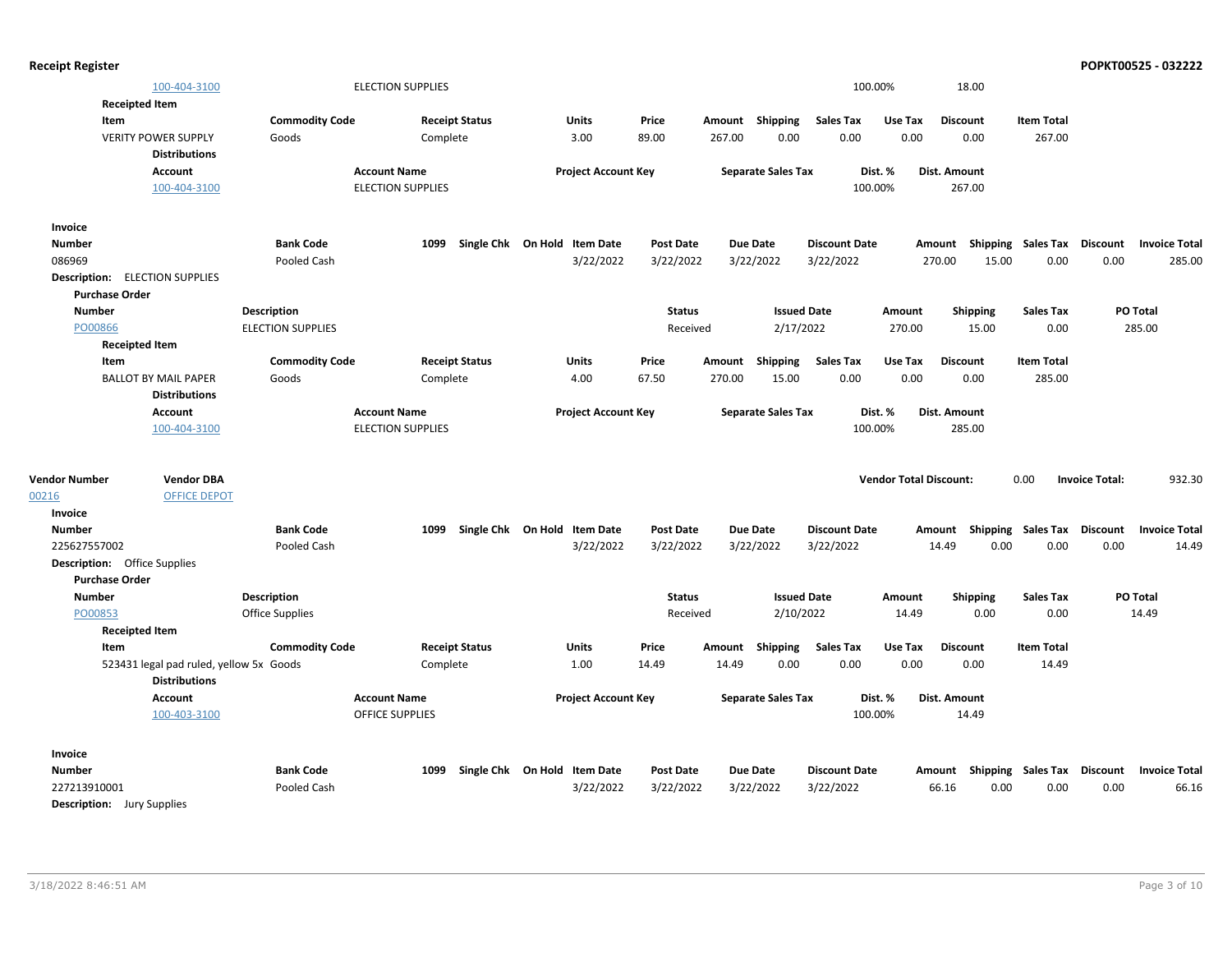| | | Dist. % | Dist. Amount |
|---|---|---|---|
| 100-404-3100 | ELECTION SUPPLIES | 100.00% | 18.00 |

**Receipted Item**

| Item | Commodity Code | Receipt Status | Units | Price | Amount | Shipping | Sales Tax | Use Tax | Discount | Item Total |
|---|---|---|---|---|---|---|---|---|---|---|
| VERITY POWER SUPPLY | Goods | Complete | 3.00 | 89.00 | 267.00 | 0.00 | 0.00 | 0.00 | 0.00 | 267.00 |

**Distributions**

| Account | Account Name | Project Account Key | Separate Sales Tax | Dist. % | Dist. Amount |
|---|---|---|---|---|---|
| 100-404-3100 | ELECTION SUPPLIES | | | 100.00% | 267.00 |

**Invoice**

| Number | Bank Code | 1099 | Single Chk | On Hold | Item Date | Post Date | Due Date | Discount Date | Amount | Shipping | Sales Tax | Discount | Invoice Total |
|---|---|---|---|---|---|---|---|---|---|---|---|---|---|
| 086969 | Pooled Cash | | | | 3/22/2022 | 3/22/2022 | 3/22/2022 | 3/22/2022 | 270.00 | 15.00 | 0.00 | 0.00 | 285.00 |

**Description:** ELECTION SUPPLIES

**Purchase Order**

| Number | Description | Status | Issued Date | Amount | Shipping | Sales Tax | PO Total |
|---|---|---|---|---|---|---|---|
| PO00866 | ELECTION SUPPLIES | Received | 2/17/2022 | 270.00 | 15.00 | 0.00 | 285.00 |

**Receipted Item**

| Item | Commodity Code | Receipt Status | Units | Price | Amount | Shipping | Sales Tax | Use Tax | Discount | Item Total |
|---|---|---|---|---|---|---|---|---|---|---|
| BALLOT BY MAIL PAPER | Goods | Complete | 4.00 | 67.50 | 270.00 | 15.00 | 0.00 | 0.00 | 0.00 | 285.00 |

**Distributions**

| Account | Account Name | Project Account Key | Separate Sales Tax | Dist. % | Dist. Amount |
|---|---|---|---|---|---|
| 100-404-3100 | ELECTION SUPPLIES | | | 100.00% | 285.00 |

**Vendor Total Discount:** 0.00 **Invoice Total:** 932.30

| Vendor Number | Vendor DBA |
|---|---|
| 00216 | OFFICE DEPOT |

**Invoice**

| Number | Bank Code | 1099 | Single Chk | On Hold | Item Date | Post Date | Due Date | Discount Date | Amount | Shipping | Sales Tax | Discount | Invoice Total |
|---|---|---|---|---|---|---|---|---|---|---|---|---|---|
| 225627557002 | Pooled Cash | | | | 3/22/2022 | 3/22/2022 | 3/22/2022 | 3/22/2022 | 14.49 | 0.00 | 0.00 | 0.00 | 14.49 |

**Description:** Office Supplies

**Purchase Order**

| Number | Description | Status | Issued Date | Amount | Shipping | Sales Tax | PO Total |
|---|---|---|---|---|---|---|---|
| PO00853 | Office Supplies | Received | 2/10/2022 | 14.49 | 0.00 | 0.00 | 14.49 |

**Receipted Item**

| Item | Commodity Code | Receipt Status | Units | Price | Amount | Shipping | Sales Tax | Use Tax | Discount | Item Total |
|---|---|---|---|---|---|---|---|---|---|---|
| 523431 legal pad ruled, yellow 5x | Goods | Complete | 1.00 | 14.49 | 14.49 | 0.00 | 0.00 | 0.00 | 0.00 | 14.49 |

**Distributions**

| Account | Account Name | Project Account Key | Separate Sales Tax | Dist. % | Dist. Amount |
|---|---|---|---|---|---|
| 100-403-3100 | OFFICE SUPPLIES | | | 100.00% | 14.49 |

**Invoice**

| Number | Bank Code | 1099 | Single Chk | On Hold | Item Date | Post Date | Due Date | Discount Date | Amount | Shipping | Sales Tax | Discount | Invoice Total |
|---|---|---|---|---|---|---|---|---|---|---|---|---|---|
| 227213910001 | Pooled Cash | | | | 3/22/2022 | 3/22/2022 | 3/22/2022 | 3/22/2022 | 66.16 | 0.00 | 0.00 | 0.00 | 66.16 |

**Description:** Jury Supplies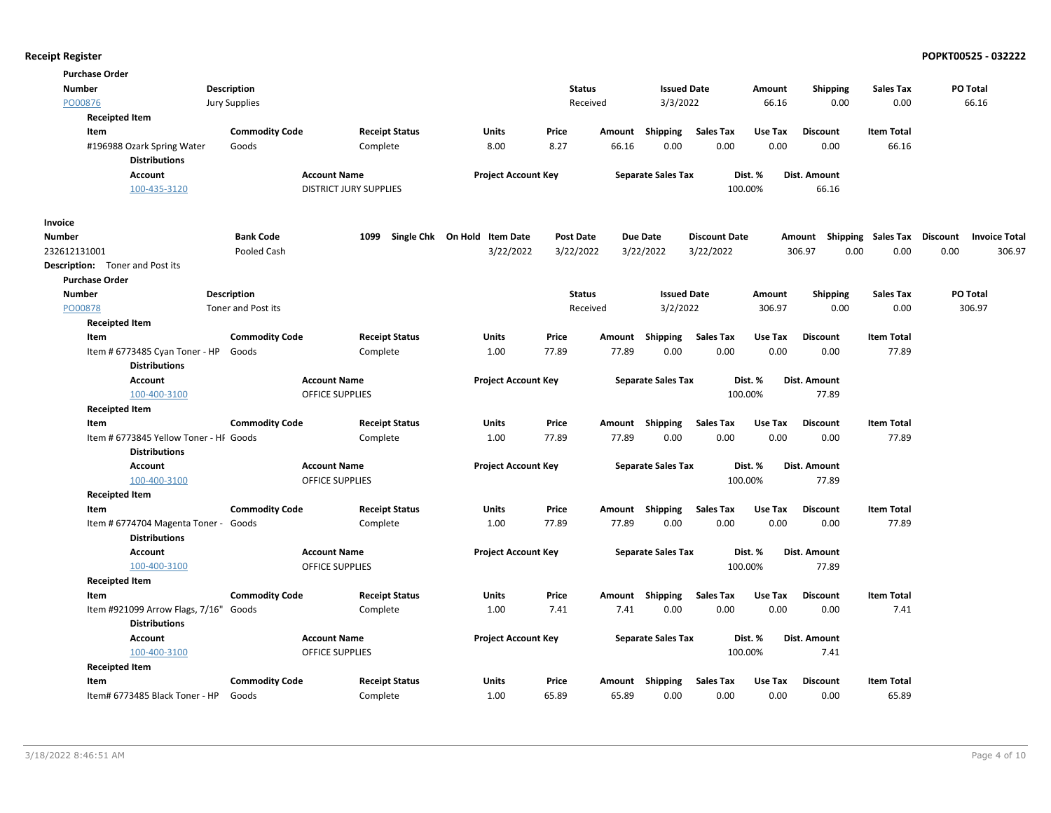**Purchase Order**

| Number | Description | Status | Issued Date | Amount | Shipping | Sales Tax | PO Total |
|---|---|---|---|---|---|---|---|
| PO00876 | Jury Supplies | Received | 3/3/2022 | 66.16 | 0.00 | 0.00 | 66.16 |

**Receipted Item**

| Item | Commodity Code | Receipt Status | Units | Price | Amount | Shipping | Sales Tax | Use Tax | Discount | Item Total |
|---|---|---|---|---|---|---|---|---|---|---|
| #196988 Ozark Spring Water | Goods | Complete | 8.00 | 8.27 | 66.16 | 0.00 | 0.00 | 0.00 | 0.00 | 66.16 |

**Distributions**

| Account | Account Name | Project Account Key | Separate Sales Tax | Dist. % | Dist. Amount |
|---|---|---|---|---|---|
| 100-435-3120 | DISTRICT JURY SUPPLIES | | | 100.00% | 66.16 |

**Invoice**

| Number | Bank Code | 1099 | Single Chk | On Hold | Item Date | Post Date | Due Date | Discount Date | Amount | Shipping | Sales Tax | Discount | Invoice Total |
|---|---|---|---|---|---|---|---|---|---|---|---|---|---|
| 232612131001 | Pooled Cash | | | | 3/22/2022 | 3/22/2022 | 3/22/2022 | 3/22/2022 | 306.97 | 0.00 | 0.00 | 0.00 | 306.97 |

**Description:** Toner and Post its

**Purchase Order**

| Number | Description | Status | Issued Date | Amount | Shipping | Sales Tax | PO Total |
|---|---|---|---|---|---|---|---|
| PO00878 | Toner and Post its | Received | 3/2/2022 | 306.97 | 0.00 | 0.00 | 306.97 |

**Receipted Item**

| Item | Commodity Code | Receipt Status | Units | Price | Amount | Shipping | Sales Tax | Use Tax | Discount | Item Total |
|---|---|---|---|---|---|---|---|---|---|---|
| Item # 6773485 Cyan Toner - HP | Goods | Complete | 1.00 | 77.89 | 77.89 | 0.00 | 0.00 | 0.00 | 0.00 | 77.89 |

**Distributions**

| Account | Account Name | Project Account Key | Separate Sales Tax | Dist. % | Dist. Amount |
|---|---|---|---|---|---|
| 100-400-3100 | OFFICE SUPPLIES | | | 100.00% | 77.89 |

**Receipted Item**

| Item | Commodity Code | Receipt Status | Units | Price | Amount | Shipping | Sales Tax | Use Tax | Discount | Item Total |
|---|---|---|---|---|---|---|---|---|---|---|
| Item # 6773845 Yellow Toner - HP | Goods | Complete | 1.00 | 77.89 | 77.89 | 0.00 | 0.00 | 0.00 | 0.00 | 77.89 |

**Distributions**

| Account | Account Name | Project Account Key | Separate Sales Tax | Dist. % | Dist. Amount |
|---|---|---|---|---|---|
| 100-400-3100 | OFFICE SUPPLIES | | | 100.00% | 77.89 |

**Receipted Item**

| Item | Commodity Code | Receipt Status | Units | Price | Amount | Shipping | Sales Tax | Use Tax | Discount | Item Total |
|---|---|---|---|---|---|---|---|---|---|---|
| Item # 6774704 Magenta Toner - | Goods | Complete | 1.00 | 77.89 | 77.89 | 0.00 | 0.00 | 0.00 | 0.00 | 77.89 |

**Distributions**

| Account | Account Name | Project Account Key | Separate Sales Tax | Dist. % | Dist. Amount |
|---|---|---|---|---|---|
| 100-400-3100 | OFFICE SUPPLIES | | | 100.00% | 77.89 |

**Receipted Item**

| Item | Commodity Code | Receipt Status | Units | Price | Amount | Shipping | Sales Tax | Use Tax | Discount | Item Total |
|---|---|---|---|---|---|---|---|---|---|---|
| Item #921099 Arrow Flags, 7/16" | Goods | Complete | 1.00 | 7.41 | 7.41 | 0.00 | 0.00 | 0.00 | 0.00 | 7.41 |

**Distributions**

| Account | Account Name | Project Account Key | Separate Sales Tax | Dist. % | Dist. Amount |
|---|---|---|---|---|---|
| 100-400-3100 | OFFICE SUPPLIES | | | 100.00% | 7.41 |

**Receipted Item**

| Item | Commodity Code | Receipt Status | Units | Price | Amount | Shipping | Sales Tax | Use Tax | Discount | Item Total |
|---|---|---|---|---|---|---|---|---|---|---|
| Item# 6773485 Black Toner - HP | Goods | Complete | 1.00 | 65.89 | 65.89 | 0.00 | 0.00 | 0.00 | 0.00 | 65.89 |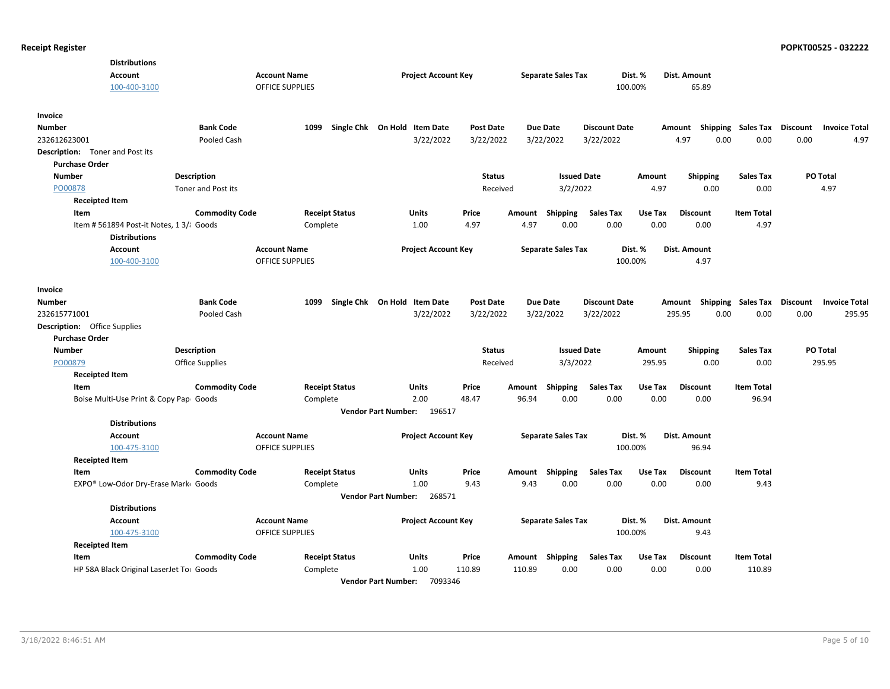**Distributions**

| Account | Account Name | Project Account Key | Separate Sales Tax | Dist. % | Dist. Amount |
|---|---|---|---|---|---|
| 100-400-3100 | OFFICE SUPPLIES | | | 100.00% | 65.89 |

**Invoice**

| Number | Bank Code | 1099 | Single Chk | On Hold | Item Date | Post Date | Due Date | Discount Date | Amount | Shipping | Sales Tax | Discount | Invoice Total |
|---|---|---|---|---|---|---|---|---|---|---|---|---|---|
| 232612623001 | Pooled Cash | | | | 3/22/2022 | 3/22/2022 | 3/22/2022 | 3/22/2022 | 4.97 | 0.00 | 0.00 | 0.00 | 4.97 |

**Description:** Toner and Post its

**Purchase Order**

| Number | Description | Status | Issued Date | Amount | Shipping | Sales Tax | PO Total |
|---|---|---|---|---|---|---|---|
| PO00878 | Toner and Post its | Received | 3/2/2022 | 4.97 | 0.00 | 0.00 | 4.97 |

**Receipted Item**

| Item | Commodity Code | Receipt Status | Units | Price | Amount | Shipping | Sales Tax | Use Tax | Discount | Item Total |
|---|---|---|---|---|---|---|---|---|---|---|
| Item # 561894 Post-it Notes, 1 3/ | Goods | Complete | 1.00 | 4.97 | 4.97 | 0.00 | 0.00 | 0.00 | 0.00 | 4.97 |

**Distributions**

| Account | Account Name | Project Account Key | Separate Sales Tax | Dist. % | Dist. Amount |
|---|---|---|---|---|---|
| 100-400-3100 | OFFICE SUPPLIES | | | 100.00% | 4.97 |

**Invoice**

| Number | Bank Code | 1099 | Single Chk | On Hold | Item Date | Post Date | Due Date | Discount Date | Amount | Shipping | Sales Tax | Discount | Invoice Total |
|---|---|---|---|---|---|---|---|---|---|---|---|---|---|
| 232615771001 | Pooled Cash | | | | 3/22/2022 | 3/22/2022 | 3/22/2022 | 3/22/2022 | 295.95 | 0.00 | 0.00 | 0.00 | 295.95 |

**Description:** Office Supplies

**Purchase Order**

| Number | Description | Status | Issued Date | Amount | Shipping | Sales Tax | PO Total |
|---|---|---|---|---|---|---|---|
| PO00879 | Office Supplies | Received | 3/3/2022 | 295.95 | 0.00 | 0.00 | 295.95 |

**Receipted Item**

| Item | Commodity Code | Receipt Status | Units | Price | Amount | Shipping | Sales Tax | Use Tax | Discount | Item Total |
|---|---|---|---|---|---|---|---|---|---|---|
| Boise Multi-Use Print & Copy Pap | Goods | Complete | 2.00 | 48.47 | 96.94 | 0.00 | 0.00 | 0.00 | 0.00 | 96.94 |

**Vendor Part Number:** 196517

**Distributions**

| Account | Account Name | Project Account Key | Separate Sales Tax | Dist. % | Dist. Amount |
|---|---|---|---|---|---|
| 100-475-3100 | OFFICE SUPPLIES | | | 100.00% | 96.94 |

**Receipted Item**

| Item | Commodity Code | Receipt Status | Units | Price | Amount | Shipping | Sales Tax | Use Tax | Discount | Item Total |
|---|---|---|---|---|---|---|---|---|---|---|
| EXPO® Low-Odor Dry-Erase Mark | Goods | Complete | 1.00 | 9.43 | 9.43 | 0.00 | 0.00 | 0.00 | 0.00 | 9.43 |

**Vendor Part Number:** 268571

**Distributions**

| Account | Account Name | Project Account Key | Separate Sales Tax | Dist. % | Dist. Amount |
|---|---|---|---|---|---|
| 100-475-3100 | OFFICE SUPPLIES | | | 100.00% | 9.43 |

**Receipted Item**

| Item | Commodity Code | Receipt Status | Units | Price | Amount | Shipping | Sales Tax | Use Tax | Discount | Item Total |
|---|---|---|---|---|---|---|---|---|---|---|
| HP 58A Black Original LaserJet To | Goods | Complete | 1.00 | 110.89 | 110.89 | 0.00 | 0.00 | 0.00 | 0.00 | 110.89 |

**Vendor Part Number:** 7093346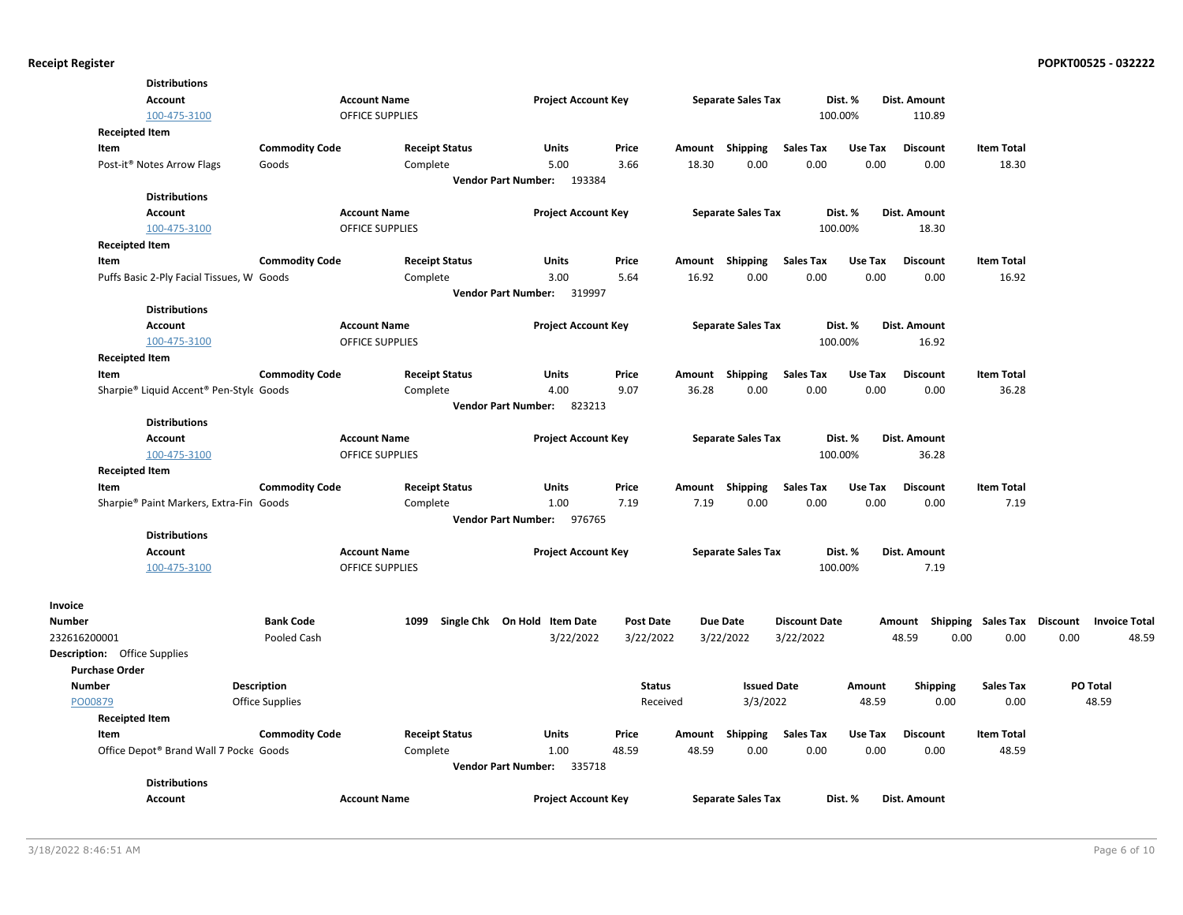**Distributions**

| Account | Account Name | Project Account Key | Separate Sales Tax | Dist. % | Dist. Amount |
|---|---|---|---|---|---|
| 100-475-3100 | OFFICE SUPPLIES | | | 100.00% | 110.89 |

**Receipted Item**

| Item | Commodity Code | Receipt Status | Units | Price | Amount | Shipping | Sales Tax | Use Tax | Discount | Item Total |
|---|---|---|---|---|---|---|---|---|---|---|
| Post-it® Notes Arrow Flags | Goods | Complete | 5.00 | 3.66 | 18.30 | 0.00 | 0.00 | 0.00 | 0.00 | 18.30 |

**Vendor Part Number:** 193384

**Distributions**

| Account | Account Name | Project Account Key | Separate Sales Tax | Dist. % | Dist. Amount |
|---|---|---|---|---|---|
| 100-475-3100 | OFFICE SUPPLIES | | | 100.00% | 18.30 |

**Receipted Item**

| Item | Commodity Code | Receipt Status | Units | Price | Amount | Shipping | Sales Tax | Use Tax | Discount | Item Total |
|---|---|---|---|---|---|---|---|---|---|---|
| Puffs Basic 2-Ply Facial Tissues, W | Goods | Complete | 3.00 | 5.64 | 16.92 | 0.00 | 0.00 | 0.00 | 0.00 | 16.92 |

**Vendor Part Number:** 319997

**Distributions**

| Account | Account Name | Project Account Key | Separate Sales Tax | Dist. % | Dist. Amount |
|---|---|---|---|---|---|
| 100-475-3100 | OFFICE SUPPLIES | | | 100.00% | 16.92 |

**Receipted Item**

| Item | Commodity Code | Receipt Status | Units | Price | Amount | Shipping | Sales Tax | Use Tax | Discount | Item Total |
|---|---|---|---|---|---|---|---|---|---|---|
| Sharpie® Liquid Accent® Pen-Style | Goods | Complete | 4.00 | 9.07 | 36.28 | 0.00 | 0.00 | 0.00 | 0.00 | 36.28 |

**Vendor Part Number:** 823213

**Distributions**

| Account | Account Name | Project Account Key | Separate Sales Tax | Dist. % | Dist. Amount |
|---|---|---|---|---|---|
| 100-475-3100 | OFFICE SUPPLIES | | | 100.00% | 36.28 |

**Receipted Item**

| Item | Commodity Code | Receipt Status | Units | Price | Amount | Shipping | Sales Tax | Use Tax | Discount | Item Total |
|---|---|---|---|---|---|---|---|---|---|---|
| Sharpie® Paint Markers, Extra-Fin | Goods | Complete | 1.00 | 7.19 | 7.19 | 0.00 | 0.00 | 0.00 | 0.00 | 7.19 |

**Vendor Part Number:** 976765

**Distributions**

| Account | Account Name | Project Account Key | Separate Sales Tax | Dist. % | Dist. Amount |
|---|---|---|---|---|---|
| 100-475-3100 | OFFICE SUPPLIES | | | 100.00% | 7.19 |

**Invoice**

| Number | Bank Code | 1099 | Single Chk | On Hold | Item Date | Post Date | Due Date | Discount Date | Amount | Shipping | Sales Tax | Discount | Invoice Total |
|---|---|---|---|---|---|---|---|---|---|---|---|---|---|
| 232616200001 | Pooled Cash | | | | 3/22/2022 | 3/22/2022 | 3/22/2022 | 3/22/2022 | 48.59 | 0.00 | 0.00 | 0.00 | 48.59 |

**Description:** Office Supplies

**Purchase Order**

| Number | Description | Status | Issued Date | Amount | Shipping | Sales Tax | PO Total |
|---|---|---|---|---|---|---|---|
| PO00879 | Office Supplies | Received | 3/3/2022 | 48.59 | 0.00 | 0.00 | 48.59 |

**Receipted Item**

| Item | Commodity Code | Receipt Status | Units | Price | Amount | Shipping | Sales Tax | Use Tax | Discount | Item Total |
|---|---|---|---|---|---|---|---|---|---|---|
| Office Depot® Brand Wall 7 Pocke | Goods | Complete | 1.00 | 48.59 | 48.59 | 0.00 | 0.00 | 0.00 | 0.00 | 48.59 |

**Vendor Part Number:** 335718

**Distributions**

| Account | Account Name | Project Account Key | Separate Sales Tax | Dist. % | Dist. Amount |
|---|---|---|---|---|---|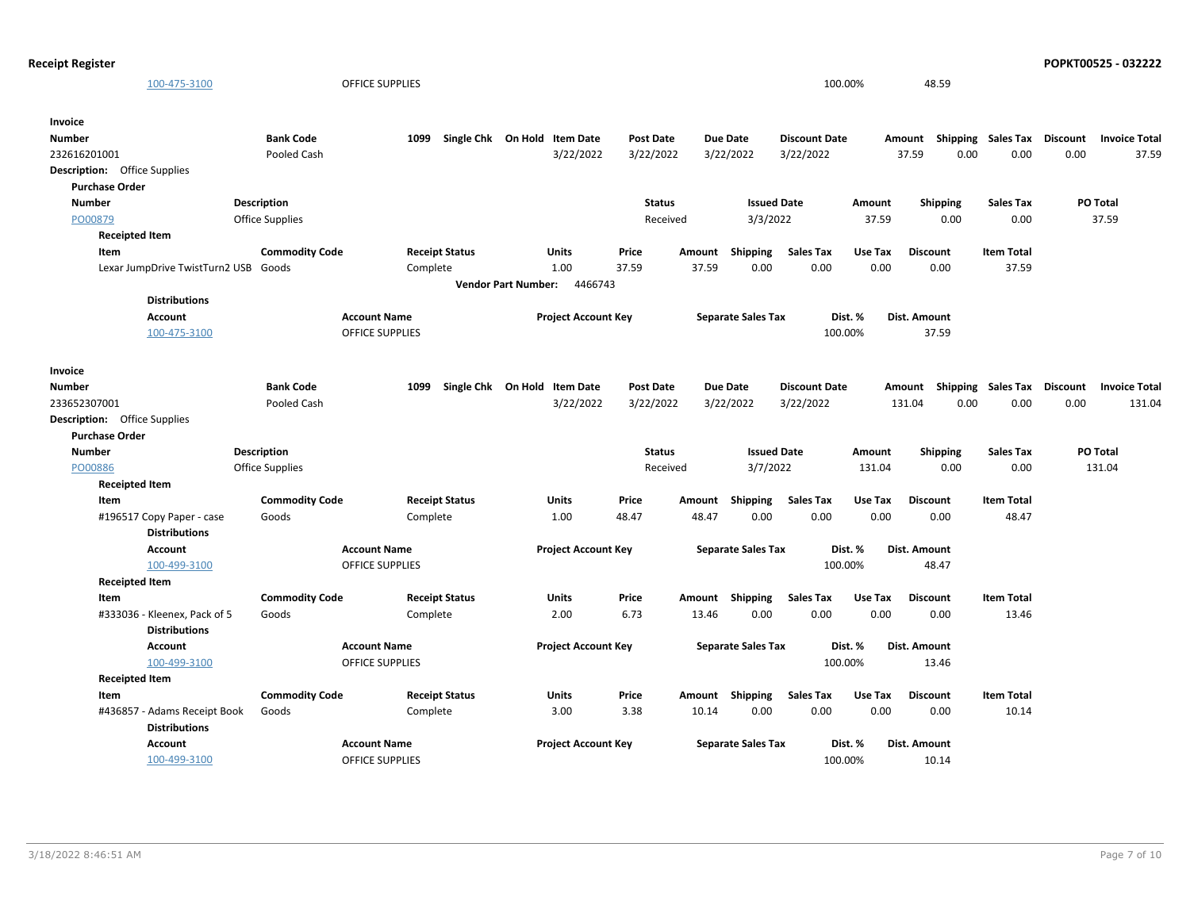| Account | Account Name | Dist. % | Dist. Amount |
|---|---|---|---|
| 100-475-3100 | OFFICE SUPPLIES | 100.00% | 48.59 |

**Invoice**

| Number | Bank Code | 1099 | Single Chk | On Hold | Item Date | Post Date | Due Date | Discount Date | Amount | Shipping | Sales Tax | Discount | Invoice Total |
|---|---|---|---|---|---|---|---|---|---|---|---|---|---|
| 232616201001 | Pooled Cash | | | | 3/22/2022 | 3/22/2022 | 3/22/2022 | 3/22/2022 | 37.59 | 0.00 | 0.00 | 0.00 | 37.59 |

**Description:** Office Supplies

**Purchase Order**

| Number | Description | Status | Issued Date | Amount | Shipping | Sales Tax | PO Total |
|---|---|---|---|---|---|---|---|
| PO00879 | Office Supplies | Received | 3/3/2022 | 37.59 | 0.00 | 0.00 | 37.59 |

**Receipted Item**

| Item | Commodity Code | Receipt Status | Units | Price | Amount | Shipping | Sales Tax | Use Tax | Discount | Item Total |
|---|---|---|---|---|---|---|---|---|---|---|
| Lexar JumpDrive TwistTurn2 USB | Goods | Complete | 1.00 | 37.59 | 37.59 | 0.00 | 0.00 | 0.00 | 0.00 | 37.59 |

**Vendor Part Number:** 4466743

**Distributions**

| Account | Account Name | Project Account Key | Separate Sales Tax | Dist. % | Dist. Amount |
|---|---|---|---|---|---|
| 100-475-3100 | OFFICE SUPPLIES | | | 100.00% | 37.59 |

**Invoice**

| Number | Bank Code | 1099 | Single Chk | On Hold | Item Date | Post Date | Due Date | Discount Date | Amount | Shipping | Sales Tax | Discount | Invoice Total |
|---|---|---|---|---|---|---|---|---|---|---|---|---|---|
| 233652307001 | Pooled Cash | | | | 3/22/2022 | 3/22/2022 | 3/22/2022 | 3/22/2022 | 131.04 | 0.00 | 0.00 | 0.00 | 131.04 |

**Description:** Office Supplies

**Purchase Order**

| Number | Description | Status | Issued Date | Amount | Shipping | Sales Tax | PO Total |
|---|---|---|---|---|---|---|---|
| PO00886 | Office Supplies | Received | 3/7/2022 | 131.04 | 0.00 | 0.00 | 131.04 |

**Receipted Item**

| Item | Commodity Code | Receipt Status | Units | Price | Amount | Shipping | Sales Tax | Use Tax | Discount | Item Total |
|---|---|---|---|---|---|---|---|---|---|---|
| #196517 Copy Paper - case | Goods | Complete | 1.00 | 48.47 | 48.47 | 0.00 | 0.00 | 0.00 | 0.00 | 48.47 |

**Distributions**

| Account | Account Name | Project Account Key | Separate Sales Tax | Dist. % | Dist. Amount |
|---|---|---|---|---|---|
| 100-499-3100 | OFFICE SUPPLIES | | | 100.00% | 48.47 |

**Receipted Item**

| Item | Commodity Code | Receipt Status | Units | Price | Amount | Shipping | Sales Tax | Use Tax | Discount | Item Total |
|---|---|---|---|---|---|---|---|---|---|---|
| #333036 - Kleenex, Pack of 5 | Goods | Complete | 2.00 | 6.73 | 13.46 | 0.00 | 0.00 | 0.00 | 0.00 | 13.46 |

**Distributions**

| Account | Account Name | Project Account Key | Separate Sales Tax | Dist. % | Dist. Amount |
|---|---|---|---|---|---|
| 100-499-3100 | OFFICE SUPPLIES | | | 100.00% | 13.46 |

**Receipted Item**

| Item | Commodity Code | Receipt Status | Units | Price | Amount | Shipping | Sales Tax | Use Tax | Discount | Item Total |
|---|---|---|---|---|---|---|---|---|---|---|
| #436857 - Adams Receipt Book | Goods | Complete | 3.00 | 3.38 | 10.14 | 0.00 | 0.00 | 0.00 | 0.00 | 10.14 |

**Distributions**

| Account | Account Name | Project Account Key | Separate Sales Tax | Dist. % | Dist. Amount |
|---|---|---|---|---|---|
| 100-499-3100 | OFFICE SUPPLIES | | | 100.00% | 10.14 |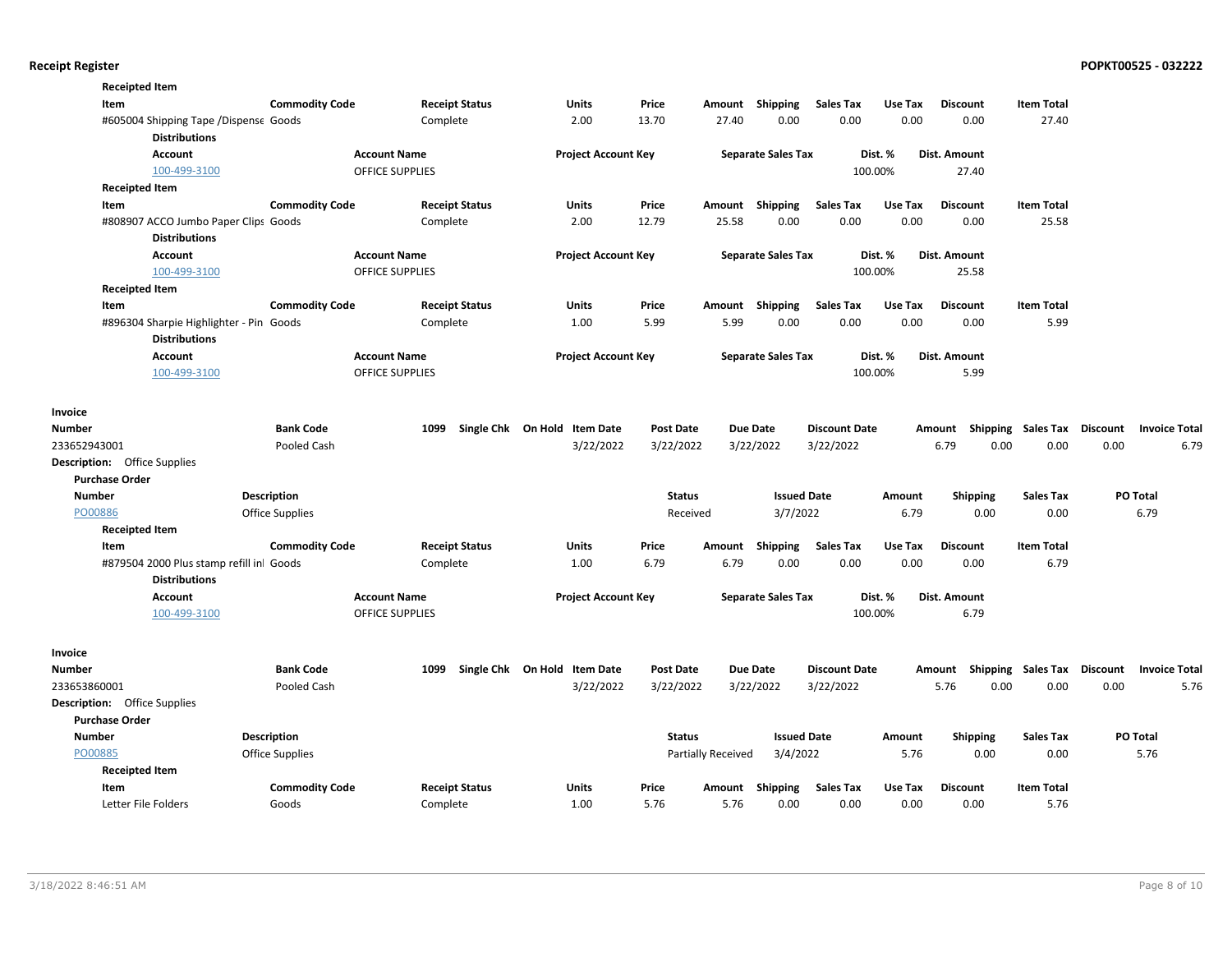**Receipted Item**

| Item | Commodity Code | Receipt Status | Units | Price | Amount | Shipping | Sales Tax | Use Tax | Discount | Item Total |
|---|---|---|---|---|---|---|---|---|---|---|
| #605004 Shipping Tape /Dispense | Goods | Complete | 2.00 | 13.70 | 27.40 | 0.00 | 0.00 | 0.00 | 0.00 | 27.40 |

**Distributions**

| Account | Account Name | Project Account Key | Separate Sales Tax | Dist. % | Dist. Amount |
|---|---|---|---|---|---|
| 100-499-3100 | OFFICE SUPPLIES | | | 100.00% | 27.40 |

**Receipted Item**

| Item | Commodity Code | Receipt Status | Units | Price | Amount | Shipping | Sales Tax | Use Tax | Discount | Item Total |
|---|---|---|---|---|---|---|---|---|---|---|
| #808907 ACCO Jumbo Paper Clips | Goods | Complete | 2.00 | 12.79 | 25.58 | 0.00 | 0.00 | 0.00 | 0.00 | 25.58 |

**Distributions**

| Account | Account Name | Project Account Key | Separate Sales Tax | Dist. % | Dist. Amount |
|---|---|---|---|---|---|
| 100-499-3100 | OFFICE SUPPLIES | | | 100.00% | 25.58 |

**Receipted Item**

| Item | Commodity Code | Receipt Status | Units | Price | Amount | Shipping | Sales Tax | Use Tax | Discount | Item Total |
|---|---|---|---|---|---|---|---|---|---|---|
| #896304 Sharpie Highlighter - Pin | Goods | Complete | 1.00 | 5.99 | 5.99 | 0.00 | 0.00 | 0.00 | 0.00 | 5.99 |

**Distributions**

| Account | Account Name | Project Account Key | Separate Sales Tax | Dist. % | Dist. Amount |
|---|---|---|---|---|---|
| 100-499-3100 | OFFICE SUPPLIES | | | 100.00% | 5.99 |

**Invoice**

| Number | Bank Code | 1099 | Single Chk | On Hold | Item Date | Post Date | Due Date | Discount Date | Amount | Shipping | Sales Tax | Discount | Invoice Total |
|---|---|---|---|---|---|---|---|---|---|---|---|---|---|
| 233652943001 | Pooled Cash | | | | 3/22/2022 | 3/22/2022 | 3/22/2022 | 3/22/2022 | 6.79 | 0.00 | 0.00 | 0.00 | 6.79 |

**Description:** Office Supplies

**Purchase Order**

| Number | Description | Status | Issued Date | Amount | Shipping | Sales Tax | PO Total |
|---|---|---|---|---|---|---|---|
| PO00886 | Office Supplies | Received | 3/7/2022 | 6.79 | 0.00 | 0.00 | 6.79 |

**Receipted Item**

| Item | Commodity Code | Receipt Status | Units | Price | Amount | Shipping | Sales Tax | Use Tax | Discount | Item Total |
|---|---|---|---|---|---|---|---|---|---|---|
| #879504 2000 Plus stamp refill inl | Goods | Complete | 1.00 | 6.79 | 6.79 | 0.00 | 0.00 | 0.00 | 0.00 | 6.79 |

**Distributions**

| Account | Account Name | Project Account Key | Separate Sales Tax | Dist. % | Dist. Amount |
|---|---|---|---|---|---|
| 100-499-3100 | OFFICE SUPPLIES | | | 100.00% | 6.79 |

**Invoice**

| Number | Bank Code | 1099 | Single Chk | On Hold | Item Date | Post Date | Due Date | Discount Date | Amount | Shipping | Sales Tax | Discount | Invoice Total |
|---|---|---|---|---|---|---|---|---|---|---|---|---|---|
| 233653860001 | Pooled Cash | | | | 3/22/2022 | 3/22/2022 | 3/22/2022 | 3/22/2022 | 5.76 | 0.00 | 0.00 | 0.00 | 5.76 |

**Description:** Office Supplies

**Purchase Order**

| Number | Description | Status | Issued Date | Amount | Shipping | Sales Tax | PO Total |
|---|---|---|---|---|---|---|---|
| PO00885 | Office Supplies | Partially Received | 3/4/2022 | 5.76 | 0.00 | 0.00 | 5.76 |

**Receipted Item**

| Item | Commodity Code | Receipt Status | Units | Price | Amount | Shipping | Sales Tax | Use Tax | Discount | Item Total |
|---|---|---|---|---|---|---|---|---|---|---|
| Letter File Folders | Goods | Complete | 1.00 | 5.76 | 5.76 | 0.00 | 0.00 | 0.00 | 0.00 | 5.76 |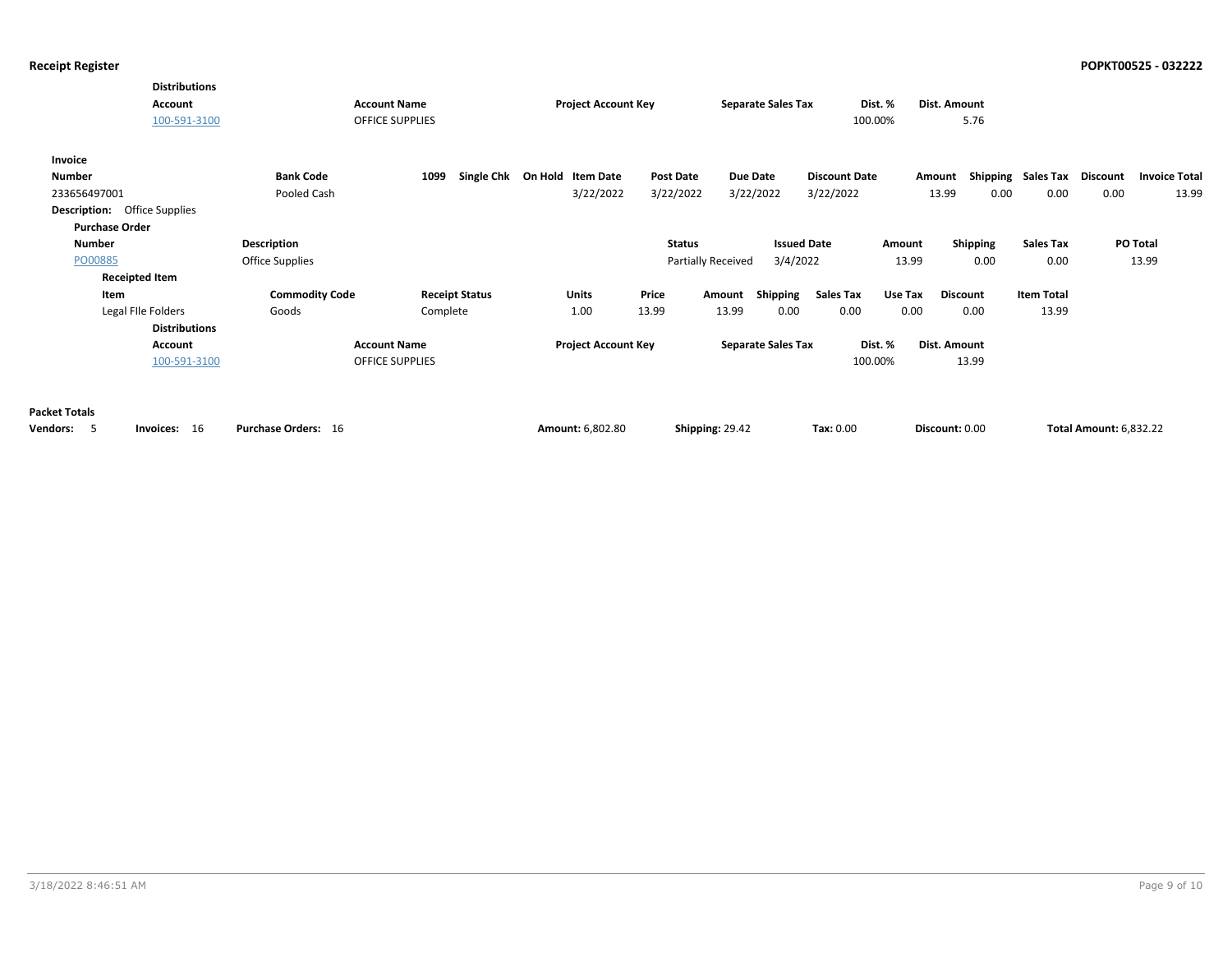**Distributions**

| Account | Account Name | Project Account Key | Separate Sales Tax | Dist. % | Dist. Amount |
|---|---|---|---|---|---|
| 100-591-3100 | OFFICE SUPPLIES | | | 100.00% | 5.76 |

**Invoice**

| Number | Bank Code | 1099 | Single Chk | On Hold | Item Date | Post Date | Due Date | Discount Date | Amount | Shipping | Sales Tax | Discount | Invoice Total |
|---|---|---|---|---|---|---|---|---|---|---|---|---|---|
| 233656497001 | Pooled Cash | | | | 3/22/2022 | 3/22/2022 | 3/22/2022 | 3/22/2022 | 13.99 | 0.00 | 0.00 | 0.00 | 13.99 |

**Description:** Office Supplies

**Purchase Order**

| Number | Description | Status | Issued Date | Amount | Shipping | Sales Tax | PO Total |
|---|---|---|---|---|---|---|---|
| PO00885 | Office Supplies | Partially Received | 3/4/2022 | 13.99 | 0.00 | 0.00 | 13.99 |

**Receipted Item**

| Item | Commodity Code | Receipt Status | Units | Price | Amount | Shipping | Sales Tax | Use Tax | Discount | Item Total |
|---|---|---|---|---|---|---|---|---|---|---|
| Legal FIle Folders | Goods | Complete | 1.00 | 13.99 | 13.99 | 0.00 | 0.00 | 0.00 | 0.00 | 13.99 |

**Distributions**

| Account | Account Name | Project Account Key | Separate Sales Tax | Dist. % | Dist. Amount |
|---|---|---|---|---|---|
| 100-591-3100 | OFFICE SUPPLIES | | | 100.00% | 13.99 |

**Packet Totals**

**Vendors:** 5 **Invoices:** 16 **Purchase Orders:** 16 **Amount:** 6,802.80 **Shipping:** 29.42 **Tax:** 0.00 **Discount:** 0.00 **Total Amount:** 6,832.22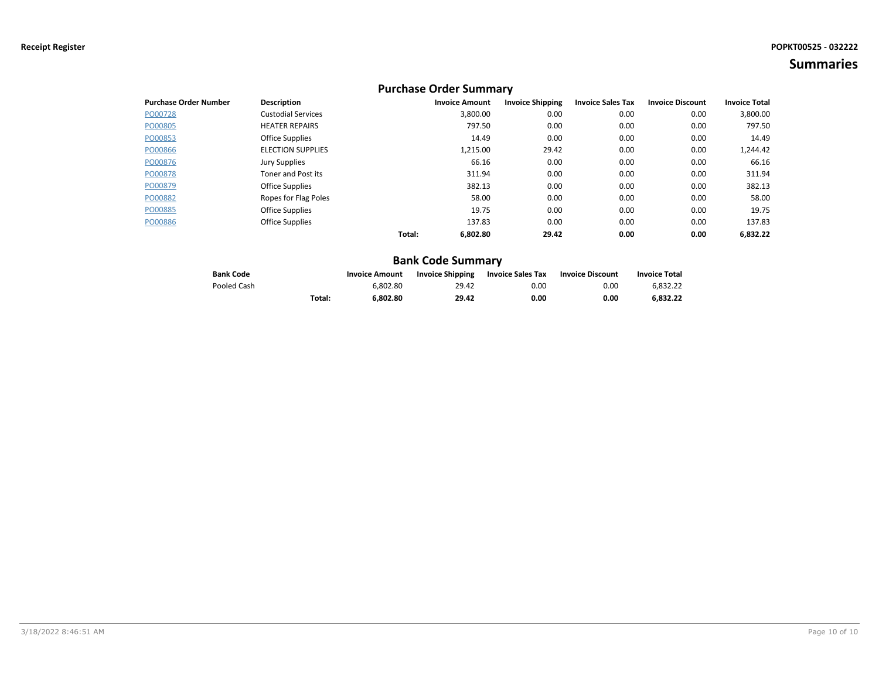**Receipt Register**

**POPKT00525 - 032222**

# Summaries

## Purchase Order Summary

| Purchase Order Number | Description | | Invoice Amount | Invoice Shipping | Invoice Sales Tax | Invoice Discount | Invoice Total |
|---|---|---|---|---|---|---|---|
| PO00728 | Custodial Services | | 3,800.00 | 0.00 | 0.00 | 0.00 | 3,800.00 |
| PO00805 | HEATER REPAIRS | | 797.50 | 0.00 | 0.00 | 0.00 | 797.50 |
| PO00853 | Office Supplies | | 14.49 | 0.00 | 0.00 | 0.00 | 14.49 |
| PO00866 | ELECTION SUPPLIES | | 1,215.00 | 29.42 | 0.00 | 0.00 | 1,244.42 |
| PO00876 | Jury Supplies | | 66.16 | 0.00 | 0.00 | 0.00 | 66.16 |
| PO00878 | Toner and Post its | | 311.94 | 0.00 | 0.00 | 0.00 | 311.94 |
| PO00879 | Office Supplies | | 382.13 | 0.00 | 0.00 | 0.00 | 382.13 |
| PO00882 | Ropes for Flag Poles | | 58.00 | 0.00 | 0.00 | 0.00 | 58.00 |
| PO00885 | Office Supplies | | 19.75 | 0.00 | 0.00 | 0.00 | 19.75 |
| PO00886 | Office Supplies | | 137.83 | 0.00 | 0.00 | 0.00 | 137.83 |
| | | **Total:** | **6,802.80** | **29.42** | **0.00** | **0.00** | **6,832.22** |

## Bank Code Summary

| Bank Code | | Invoice Amount | Invoice Shipping | Invoice Sales Tax | Invoice Discount | Invoice Total |
|---|---|---|---|---|---|---|
| Pooled Cash | | 6,802.80 | 29.42 | 0.00 | 0.00 | 6,832.22 |
| | **Total:** | **6,802.80** | **29.42** | **0.00** | **0.00** | **6,832.22** |

3/18/2022 8:46:51 AM